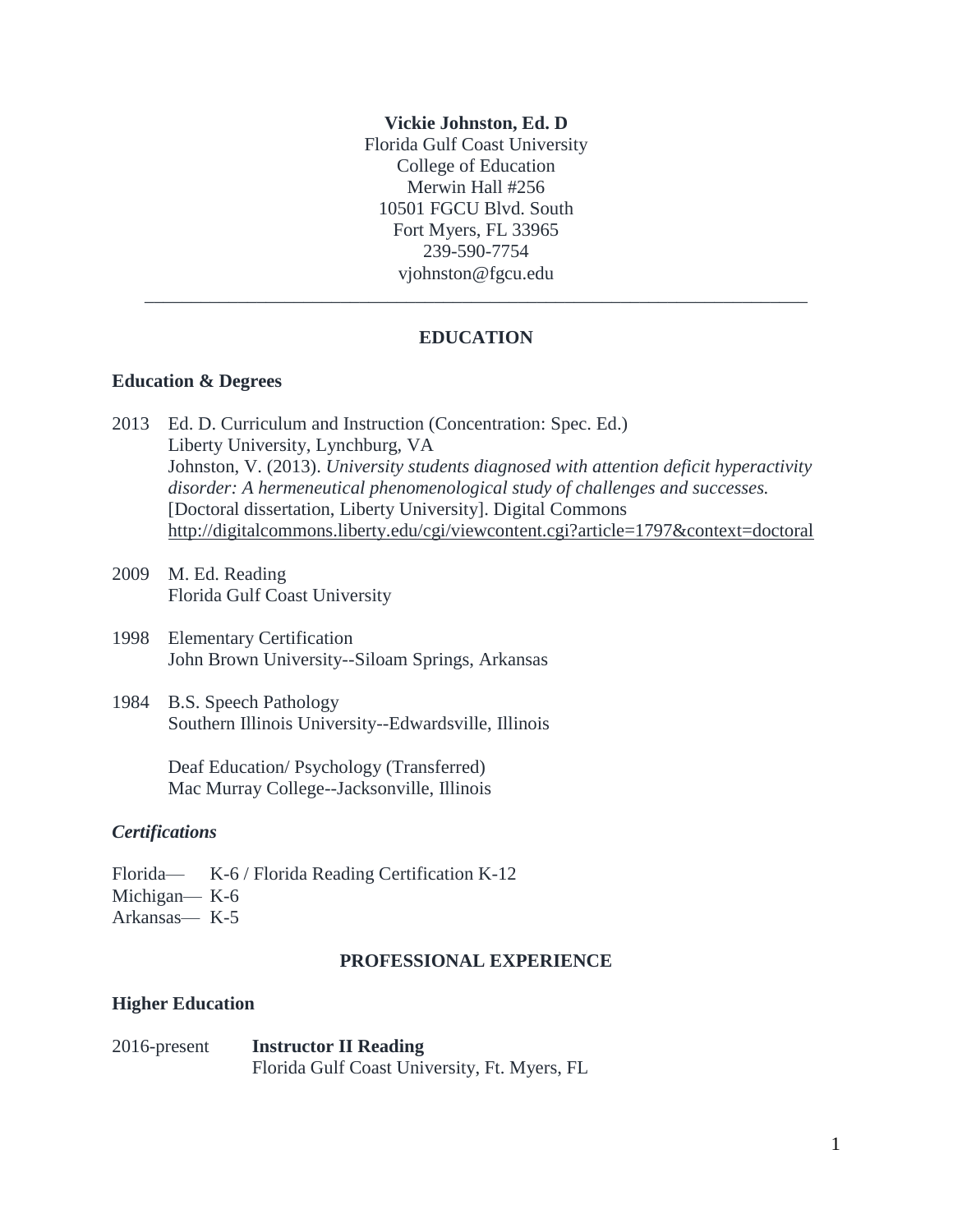**Vickie Johnston, Ed. D**
Florida Gulf Coast University
College of Education
Merwin Hall #256
10501 FGCU Blvd. South
Fort Myers, FL 33965
239-590-7754
vjohnston@fgcu.edu

---

## EDUCATION

### Education & Degrees

2013 Ed. D. Curriculum and Instruction (Concentration: Spec. Ed.)
Liberty University, Lynchburg, VA
Johnston, V. (2013). *University students diagnosed with attention deficit hyperactivity disorder: A hermeneutical phenomenological study of challenges and successes.* [Doctoral dissertation, Liberty University]. Digital Commons
http://digitalcommons.liberty.edu/cgi/viewcontent.cgi?article=1797&context=doctoral

2009 M. Ed. Reading
Florida Gulf Coast University

1998 Elementary Certification
John Brown University--Siloam Springs, Arkansas

1984 B.S. Speech Pathology
Southern Illinois University--Edwardsville, Illinois

Deaf Education/ Psychology (Transferred)
Mac Murray College--Jacksonville, Illinois

### *Certifications*

Florida— K-6 / Florida Reading Certification K-12
Michigan— K-6
Arkansas— K-5

## PROFESSIONAL EXPERIENCE

### Higher Education

2016-present **Instructor II Reading**
Florida Gulf Coast University, Ft. Myers, FL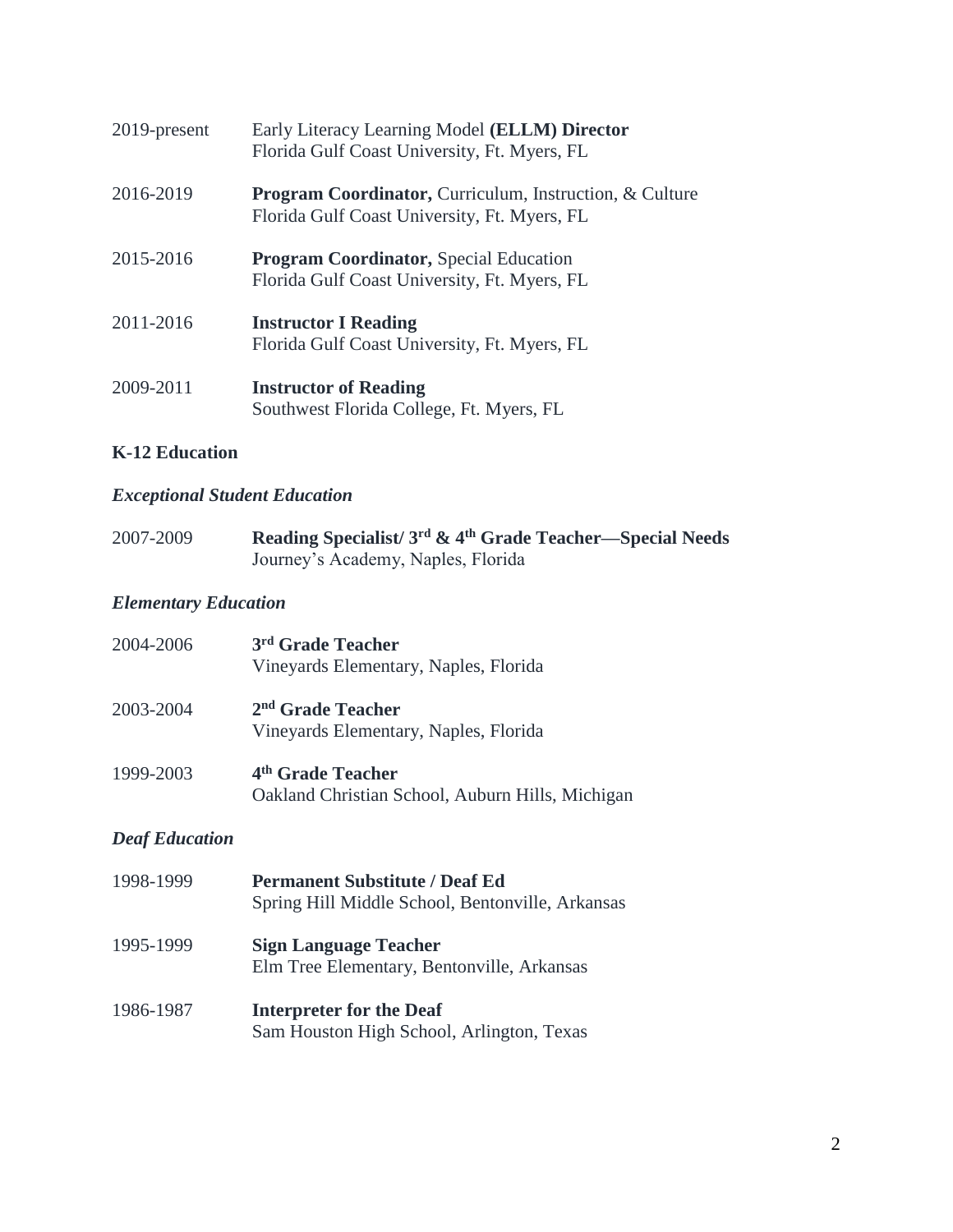2019-present Early Literacy Learning Model **(ELLM) Director**
Florida Gulf Coast University, Ft. Myers, FL

2016-2019 **Program Coordinator,** Curriculum, Instruction, & Culture
Florida Gulf Coast University, Ft. Myers, FL

2015-2016 **Program Coordinator,** Special Education
Florida Gulf Coast University, Ft. Myers, FL

2011-2016 **Instructor I Reading**
Florida Gulf Coast University, Ft. Myers, FL

2009-2011 **Instructor of Reading**
Southwest Florida College, Ft. Myers, FL

**K-12 Education**

***Exceptional Student Education***

2007-2009 **Reading Specialist/ 3rd & 4th Grade Teacher—Special Needs**
Journey's Academy, Naples, Florida

***Elementary Education***

2004-2006 **3rd Grade Teacher**
Vineyards Elementary, Naples, Florida

2003-2004 **2nd Grade Teacher**
Vineyards Elementary, Naples, Florida

1999-2003 **4th Grade Teacher**
Oakland Christian School, Auburn Hills, Michigan

***Deaf Education***

1998-1999 **Permanent Substitute / Deaf Ed**
Spring Hill Middle School, Bentonville, Arkansas

1995-1999 **Sign Language Teacher**
Elm Tree Elementary, Bentonville, Arkansas

1986-1987 **Interpreter for the Deaf**
Sam Houston High School, Arlington, Texas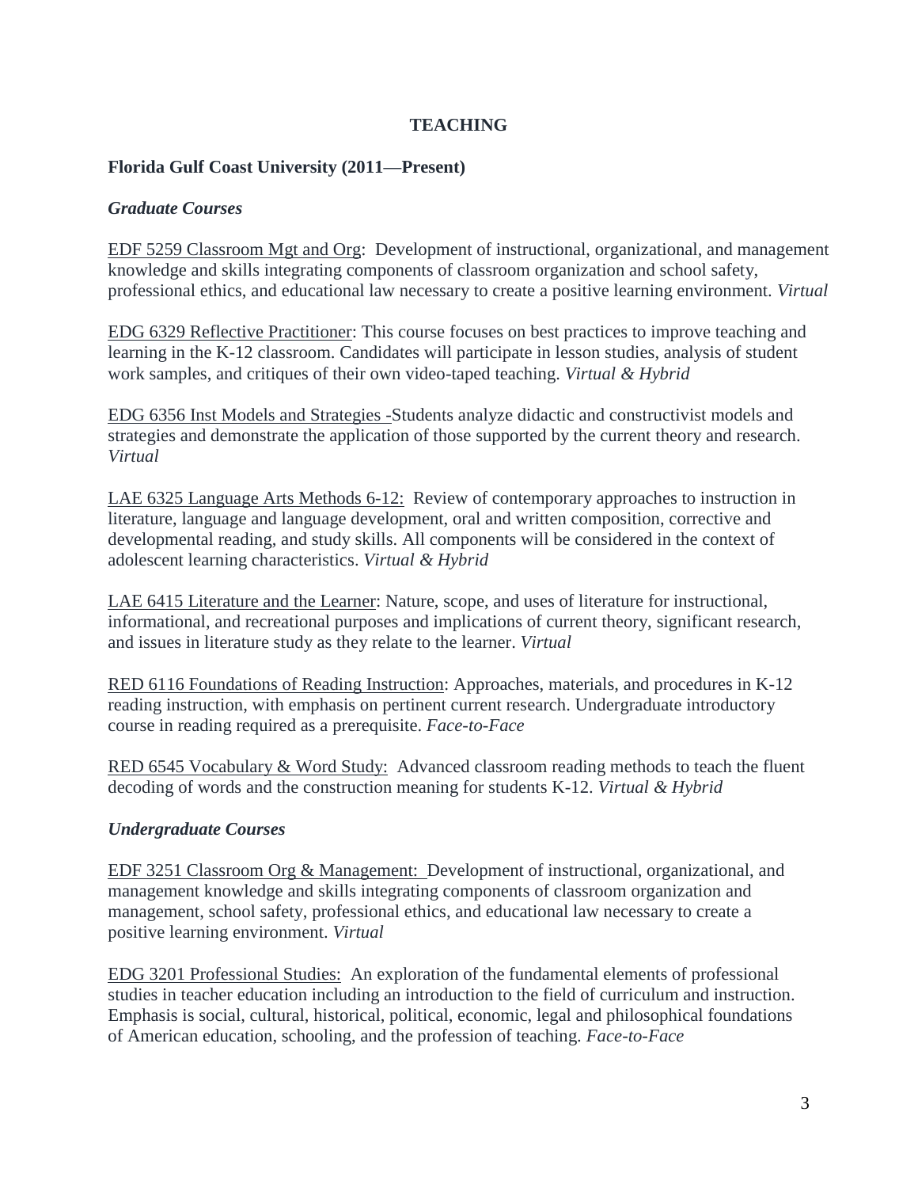# TEACHING

## Florida Gulf Coast University (2011—Present)

### *Graduate Courses*

<u>EDF 5259 Classroom Mgt and Org</u>: Development of instructional, organizational, and management knowledge and skills integrating components of classroom organization and school safety, professional ethics, and educational law necessary to create a positive learning environment. *Virtual*

<u>EDG 6329 Reflective Practitioner</u>: This course focuses on best practices to improve teaching and learning in the K-12 classroom. Candidates will participate in lesson studies, analysis of student work samples, and critiques of their own video-taped teaching. *Virtual & Hybrid*

<u>EDG 6356 Inst Models and Strategies -</u>Students analyze didactic and constructivist models and strategies and demonstrate the application of those supported by the current theory and research. *Virtual*

<u>LAE 6325 Language Arts Methods 6-12:</u> Review of contemporary approaches to instruction in literature, language and language development, oral and written composition, corrective and developmental reading, and study skills. All components will be considered in the context of adolescent learning characteristics. *Virtual & Hybrid*

<u>LAE 6415 Literature and the Learner</u>: Nature, scope, and uses of literature for instructional, informational, and recreational purposes and implications of current theory, significant research, and issues in literature study as they relate to the learner. *Virtual*

<u>RED 6116 Foundations of Reading Instruction</u>: Approaches, materials, and procedures in K-12 reading instruction, with emphasis on pertinent current research. Undergraduate introductory course in reading required as a prerequisite. *Face-to-Face*

<u>RED 6545 Vocabulary & Word Study:</u> Advanced classroom reading methods to teach the fluent decoding of words and the construction meaning for students K-12. *Virtual & Hybrid*

### *Undergraduate Courses*

<u>EDF 3251 Classroom Org & Management:</u> Development of instructional, organizational, and management knowledge and skills integrating components of classroom organization and management, school safety, professional ethics, and educational law necessary to create a positive learning environment. *Virtual*

<u>EDG 3201 Professional Studies:</u> An exploration of the fundamental elements of professional studies in teacher education including an introduction to the field of curriculum and instruction. Emphasis is social, cultural, historical, political, economic, legal and philosophical foundations of American education, schooling, and the profession of teaching. *Face-to-Face*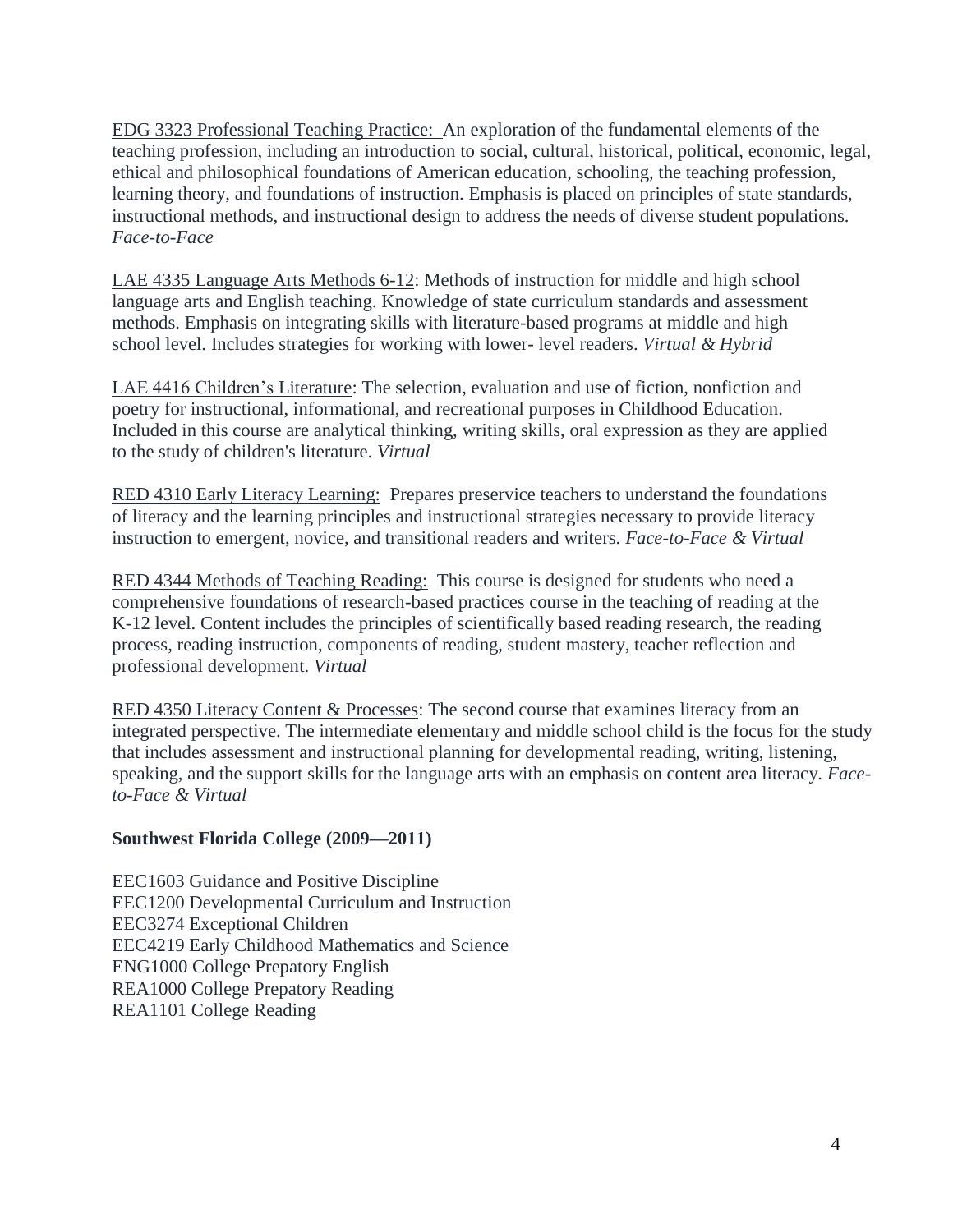EDG 3323 Professional Teaching Practice: An exploration of the fundamental elements of the teaching profession, including an introduction to social, cultural, historical, political, economic, legal, ethical and philosophical foundations of American education, schooling, the teaching profession, learning theory, and foundations of instruction. Emphasis is placed on principles of state standards, instructional methods, and instructional design to address the needs of diverse student populations. *Face-to-Face*

LAE 4335 Language Arts Methods 6-12: Methods of instruction for middle and high school language arts and English teaching. Knowledge of state curriculum standards and assessment methods. Emphasis on integrating skills with literature-based programs at middle and high school level. Includes strategies for working with lower- level readers. *Virtual & Hybrid*

LAE 4416 Children's Literature: The selection, evaluation and use of fiction, nonfiction and poetry for instructional, informational, and recreational purposes in Childhood Education. Included in this course are analytical thinking, writing skills, oral expression as they are applied to the study of children's literature. *Virtual*

RED 4310 Early Literacy Learning: Prepares preservice teachers to understand the foundations of literacy and the learning principles and instructional strategies necessary to provide literacy instruction to emergent, novice, and transitional readers and writers. *Face-to-Face & Virtual*

RED 4344 Methods of Teaching Reading: This course is designed for students who need a comprehensive foundations of research-based practices course in the teaching of reading at the K-12 level. Content includes the principles of scientifically based reading research, the reading process, reading instruction, components of reading, student mastery, teacher reflection and professional development. *Virtual*

RED 4350 Literacy Content & Processes: The second course that examines literacy from an integrated perspective. The intermediate elementary and middle school child is the focus for the study that includes assessment and instructional planning for developmental reading, writing, listening, speaking, and the support skills for the language arts with an emphasis on content area literacy. *Face-to-Face & Virtual*

**Southwest Florida College (2009—2011)**

EEC1603 Guidance and Positive Discipline
EEC1200 Developmental Curriculum and Instruction
EEC3274 Exceptional Children
EEC4219 Early Childhood Mathematics and Science
ENG1000 College Prepatory English
REA1000 College Prepatory Reading
REA1101 College Reading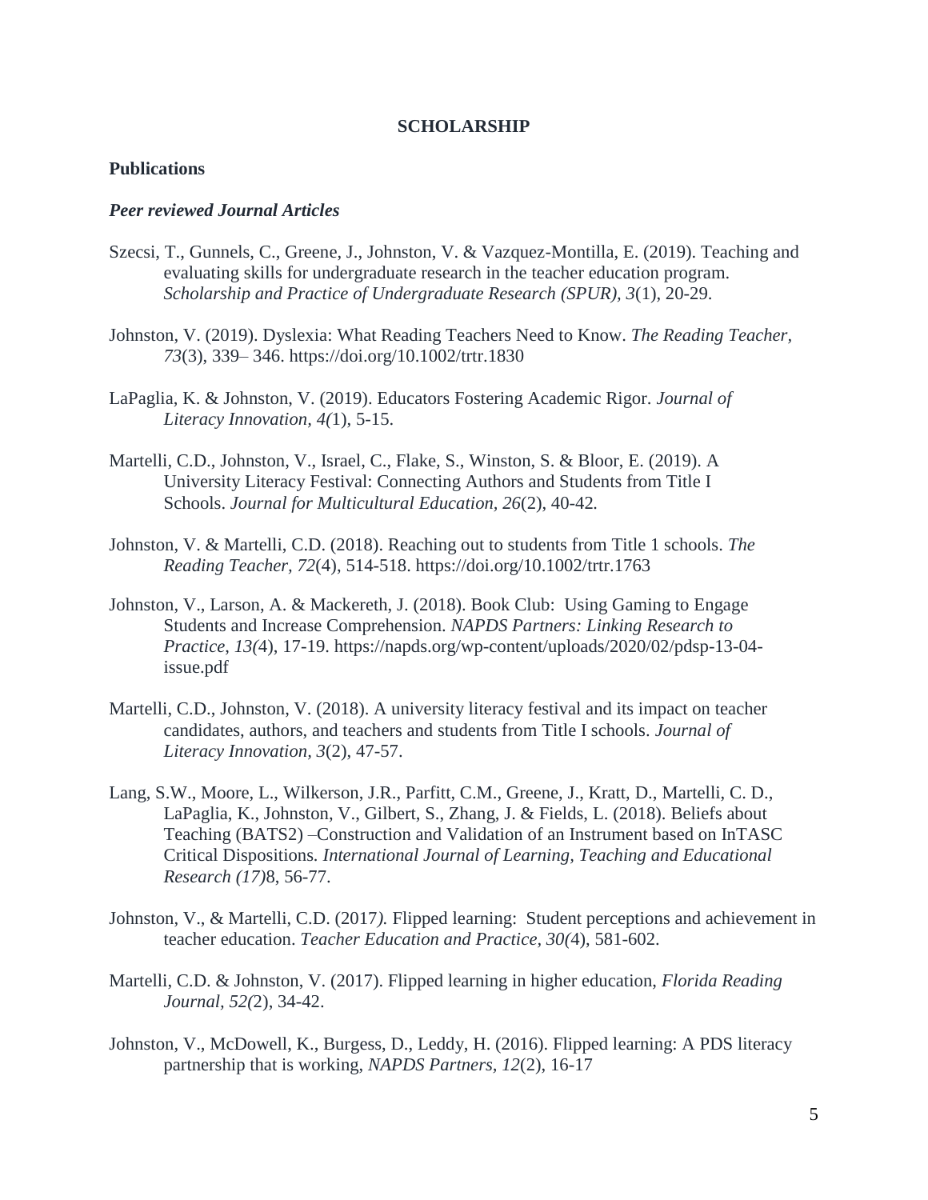# SCHOLARSHIP

## Publications

### *Peer reviewed Journal Articles*

Szecsi, T., Gunnels, C., Greene, J., Johnston, V. & Vazquez-Montilla, E. (2019). Teaching and evaluating skills for undergraduate research in the teacher education program. *Scholarship and Practice of Undergraduate Research (SPUR), 3*(1), 20-29.

Johnston, V. (2019). Dyslexia: What Reading Teachers Need to Know. *The Reading Teacher, 73*(3), 339– 346. https://doi.org/10.1002/trtr.1830

LaPaglia, K. & Johnston, V. (2019). Educators Fostering Academic Rigor. *Journal of Literacy Innovation, 4(*1), 5-15.

Martelli, C.D., Johnston, V., Israel, C., Flake, S., Winston, S. & Bloor, E. (2019). A University Literacy Festival: Connecting Authors and Students from Title I Schools. *Journal for Multicultural Education, 26*(2), 40-42*.*

Johnston, V. & Martelli, C.D. (2018). Reaching out to students from Title 1 schools. *The Reading Teacher, 72*(4), 514-518. https://doi.org/10.1002/trtr.1763

Johnston, V., Larson, A. & Mackereth, J. (2018). Book Club: Using Gaming to Engage Students and Increase Comprehension. *NAPDS Partners: Linking Research to Practice*, *13(*4), 17-19. https://napds.org/wp-content/uploads/2020/02/pdsp-13-04-issue.pdf

Martelli, C.D., Johnston, V. (2018). A university literacy festival and its impact on teacher candidates, authors, and teachers and students from Title I schools. *Journal of Literacy Innovation, 3*(2), 47-57.

Lang, S.W., Moore, L., Wilkerson, J.R., Parfitt, C.M., Greene, J., Kratt, D., Martelli, C. D., LaPaglia, K., Johnston, V., Gilbert, S., Zhang, J. & Fields, L. (2018). Beliefs about Teaching (BATS2) –Construction and Validation of an Instrument based on InTASC Critical Dispositions*. International Journal of Learning, Teaching and Educational Research (17)*8, 56-77.

Johnston, V., & Martelli, C.D. (2017*).* Flipped learning: Student perceptions and achievement in teacher education. *Teacher Education and Practice, 30(*4), 581-602.

Martelli, C.D. & Johnston, V. (2017). Flipped learning in higher education, *Florida Reading Journal, 52(*2), 34-42.

Johnston, V., McDowell, K., Burgess, D., Leddy, H. (2016). Flipped learning: A PDS literacy partnership that is working, *NAPDS Partners, 12*(2), 16-17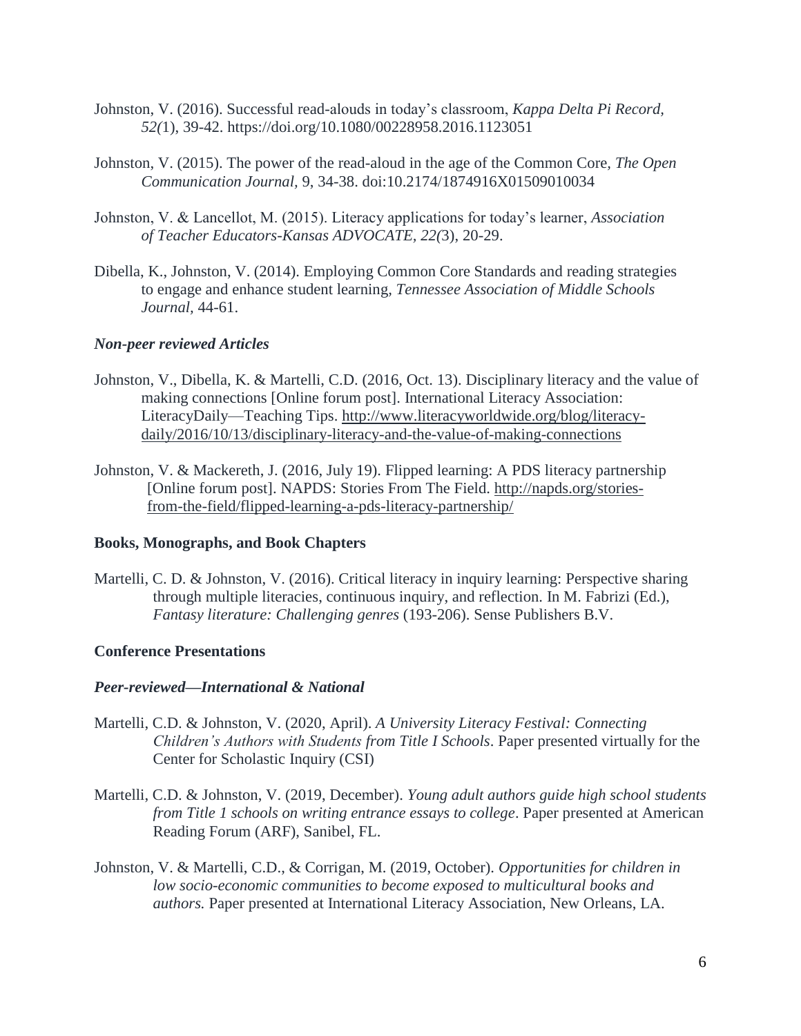Johnston, V. (2016). Successful read-alouds in today's classroom, *Kappa Delta Pi Record, 52(*1), 39-42. https://doi.org/10.1080/00228958.2016.1123051

Johnston, V. (2015). The power of the read-aloud in the age of the Common Core, *The Open Communication Journal*, 9, 34-38. doi:10.2174/1874916X01509010034

Johnston, V. & Lancellot, M. (2015). Literacy applications for today's learner, *Association of Teacher Educators-Kansas ADVOCATE, 22(*3), 20-29.

Dibella, K., Johnston, V. (2014). Employing Common Core Standards and reading strategies to engage and enhance student learning, *Tennessee Association of Middle Schools Journal*, 44-61.

### *Non-peer reviewed Articles*

Johnston, V., Dibella, K. & Martelli, C.D. (2016, Oct. 13). Disciplinary literacy and the value of making connections [Online forum post]. International Literacy Association: LiteracyDaily—Teaching Tips. http://www.literacyworldwide.org/blog/literacy-daily/2016/10/13/disciplinary-literacy-and-the-value-of-making-connections

Johnston, V. & Mackereth, J. (2016, July 19). Flipped learning: A PDS literacy partnership [Online forum post]. NAPDS: Stories From The Field. http://napds.org/stories-from-the-field/flipped-learning-a-pds-literacy-partnership/

## **Books, Monographs, and Book Chapters**

Martelli, C. D. & Johnston, V. (2016). Critical literacy in inquiry learning: Perspective sharing through multiple literacies, continuous inquiry, and reflection. In M. Fabrizi (Ed.), *Fantasy literature: Challenging genres* (193-206). Sense Publishers B.V.

## **Conference Presentations**

### *Peer-reviewed—International & National*

Martelli, C.D. & Johnston, V. (2020, April). *A University Literacy Festival: Connecting Children's Authors with Students from Title I Schools*. Paper presented virtually for the Center for Scholastic Inquiry (CSI)

Martelli, C.D. & Johnston, V. (2019, December). *Young adult authors guide high school students from Title 1 schools on writing entrance essays to college*. Paper presented at American Reading Forum (ARF), Sanibel, FL.

Johnston, V. & Martelli, C.D., & Corrigan, M. (2019, October). *Opportunities for children in low socio-economic communities to become exposed to multicultural books and authors.* Paper presented at International Literacy Association, New Orleans, LA.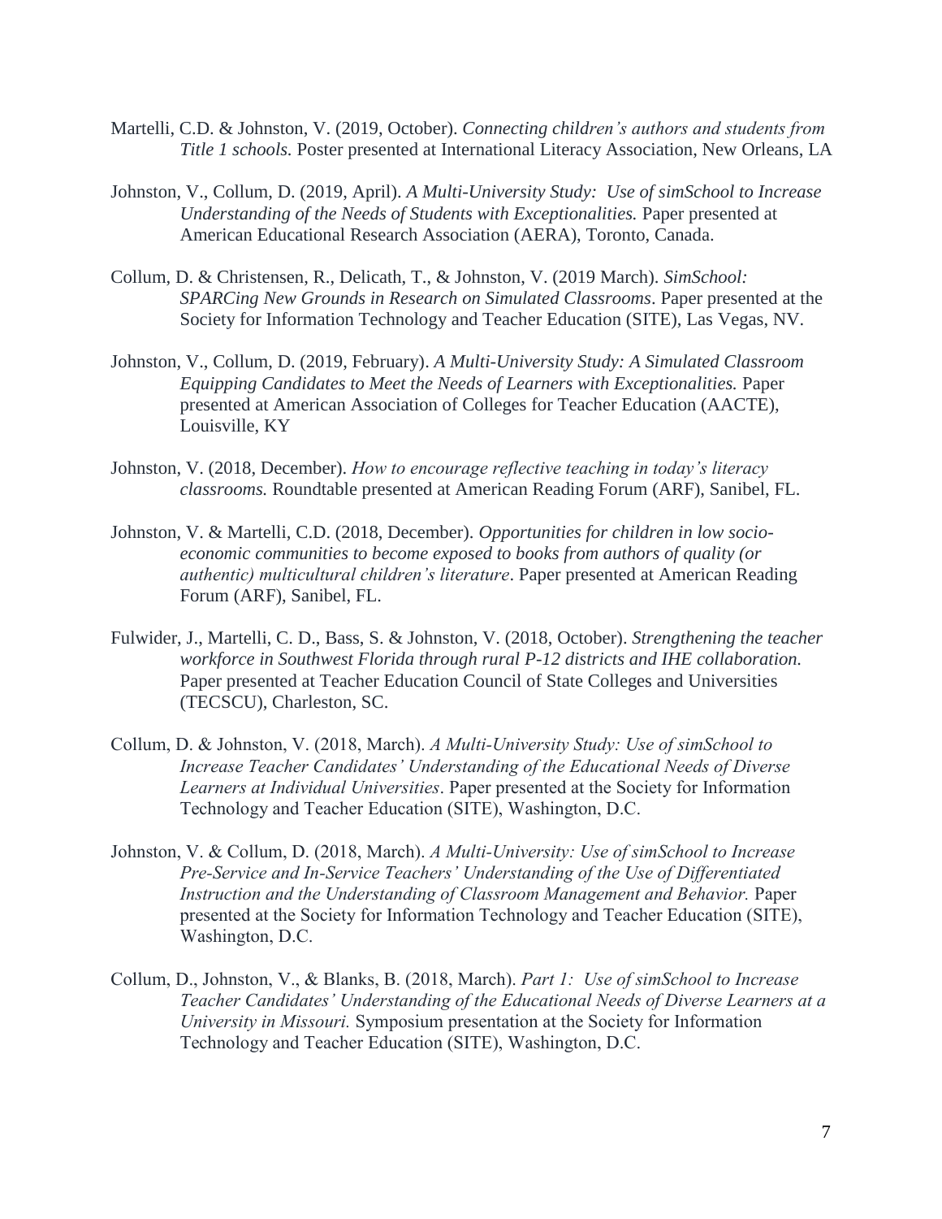Martelli, C.D. & Johnston, V. (2019, October). *Connecting children's authors and students from Title 1 schools.* Poster presented at International Literacy Association, New Orleans, LA

Johnston, V., Collum, D. (2019, April). *A Multi-University Study: Use of simSchool to Increase Understanding of the Needs of Students with Exceptionalities.* Paper presented at American Educational Research Association (AERA), Toronto, Canada.

Collum, D. & Christensen, R., Delicath, T., & Johnston, V. (2019 March). *SimSchool: SPARCing New Grounds in Research on Simulated Classrooms*. Paper presented at the Society for Information Technology and Teacher Education (SITE), Las Vegas, NV.

Johnston, V., Collum, D. (2019, February). *A Multi-University Study: A Simulated Classroom Equipping Candidates to Meet the Needs of Learners with Exceptionalities.* Paper presented at American Association of Colleges for Teacher Education (AACTE), Louisville, KY

Johnston, V. (2018, December). *How to encourage reflective teaching in today's literacy classrooms.* Roundtable presented at American Reading Forum (ARF), Sanibel, FL.

Johnston, V. & Martelli, C.D. (2018, December). *Opportunities for children in low socio-economic communities to become exposed to books from authors of quality (or authentic) multicultural children's literature*. Paper presented at American Reading Forum (ARF), Sanibel, FL.

Fulwider, J., Martelli, C. D., Bass, S. & Johnston, V. (2018, October). *Strengthening the teacher workforce in Southwest Florida through rural P-12 districts and IHE collaboration.* Paper presented at Teacher Education Council of State Colleges and Universities (TECSCU), Charleston, SC.

Collum, D. & Johnston, V. (2018, March). *A Multi-University Study: Use of simSchool to Increase Teacher Candidates' Understanding of the Educational Needs of Diverse Learners at Individual Universities*. Paper presented at the Society for Information Technology and Teacher Education (SITE), Washington, D.C.

Johnston, V. & Collum, D. (2018, March). *A Multi-University: Use of simSchool to Increase Pre-Service and In-Service Teachers' Understanding of the Use of Differentiated Instruction and the Understanding of Classroom Management and Behavior.* Paper presented at the Society for Information Technology and Teacher Education (SITE), Washington, D.C.

Collum, D., Johnston, V., & Blanks, B. (2018, March). *Part 1: Use of simSchool to Increase Teacher Candidates' Understanding of the Educational Needs of Diverse Learners at a University in Missouri.* Symposium presentation at the Society for Information Technology and Teacher Education (SITE), Washington, D.C.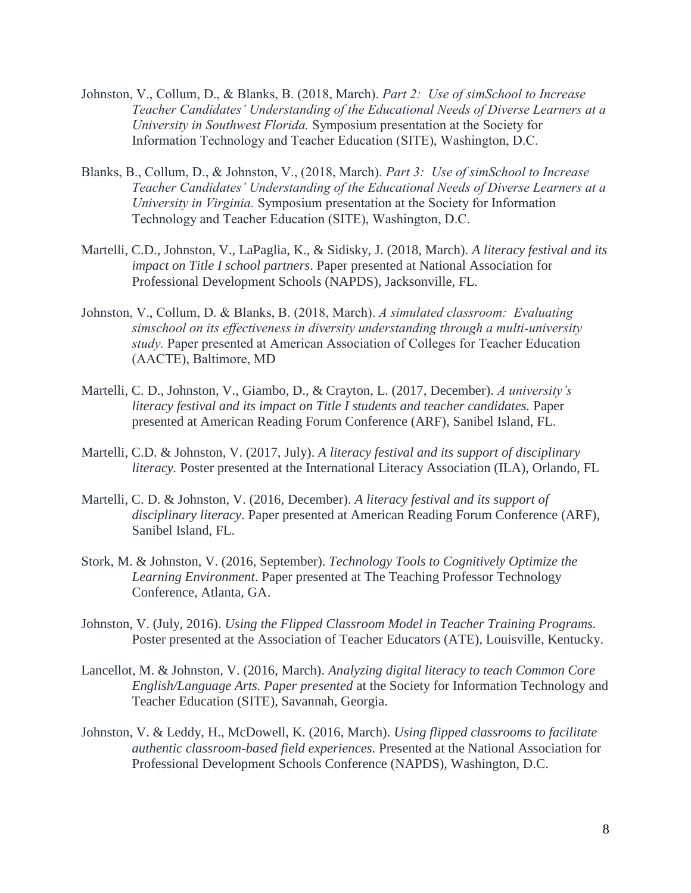Johnston, V., Collum, D., & Blanks, B. (2018, March). *Part 2: Use of simSchool to Increase Teacher Candidates' Understanding of the Educational Needs of Diverse Learners at a University in Southwest Florida.* Symposium presentation at the Society for Information Technology and Teacher Education (SITE), Washington, D.C.

Blanks, B., Collum, D., & Johnston, V., (2018, March). *Part 3: Use of simSchool to Increase Teacher Candidates' Understanding of the Educational Needs of Diverse Learners at a University in Virginia.* Symposium presentation at the Society for Information Technology and Teacher Education (SITE), Washington, D.C.

Martelli, C.D., Johnston, V., LaPaglia, K., & Sidisky, J. (2018, March). *A literacy festival and its impact on Title I school partners*. Paper presented at National Association for Professional Development Schools (NAPDS), Jacksonville, FL.

Johnston, V., Collum, D. & Blanks, B. (2018, March). *A simulated classroom: Evaluating simschool on its effectiveness in diversity understanding through a multi-university study.* Paper presented at American Association of Colleges for Teacher Education (AACTE), Baltimore, MD

Martelli, C. D., Johnston, V., Giambo, D., & Crayton, L. (2017, December). *A university's literacy festival and its impact on Title I students and teacher candidates.* Paper presented at American Reading Forum Conference (ARF), Sanibel Island, FL.

Martelli, C.D. & Johnston, V. (2017, July). *A literacy festival and its support of disciplinary literacy.* Poster presented at the International Literacy Association (ILA), Orlando, FL

Martelli, C. D. & Johnston, V. (2016, December). *A literacy festival and its support of disciplinary literacy*. Paper presented at American Reading Forum Conference (ARF), Sanibel Island, FL.

Stork, M. & Johnston, V. (2016, September). *Technology Tools to Cognitively Optimize the Learning Environment*. Paper presented at The Teaching Professor Technology Conference, Atlanta, GA.

Johnston, V. (July, 2016). *Using the Flipped Classroom Model in Teacher Training Programs.* Poster presented at the Association of Teacher Educators (ATE), Louisville, Kentucky.

Lancellot, M. & Johnston, V. (2016, March). *Analyzing digital literacy to teach Common Core English/Language Arts. Paper presented* at the Society for Information Technology and Teacher Education (SITE), Savannah, Georgia.

Johnston, V. & Leddy, H., McDowell, K. (2016, March). *Using flipped classrooms to facilitate authentic classroom-based field experiences.* Presented at the National Association for Professional Development Schools Conference (NAPDS), Washington, D.C.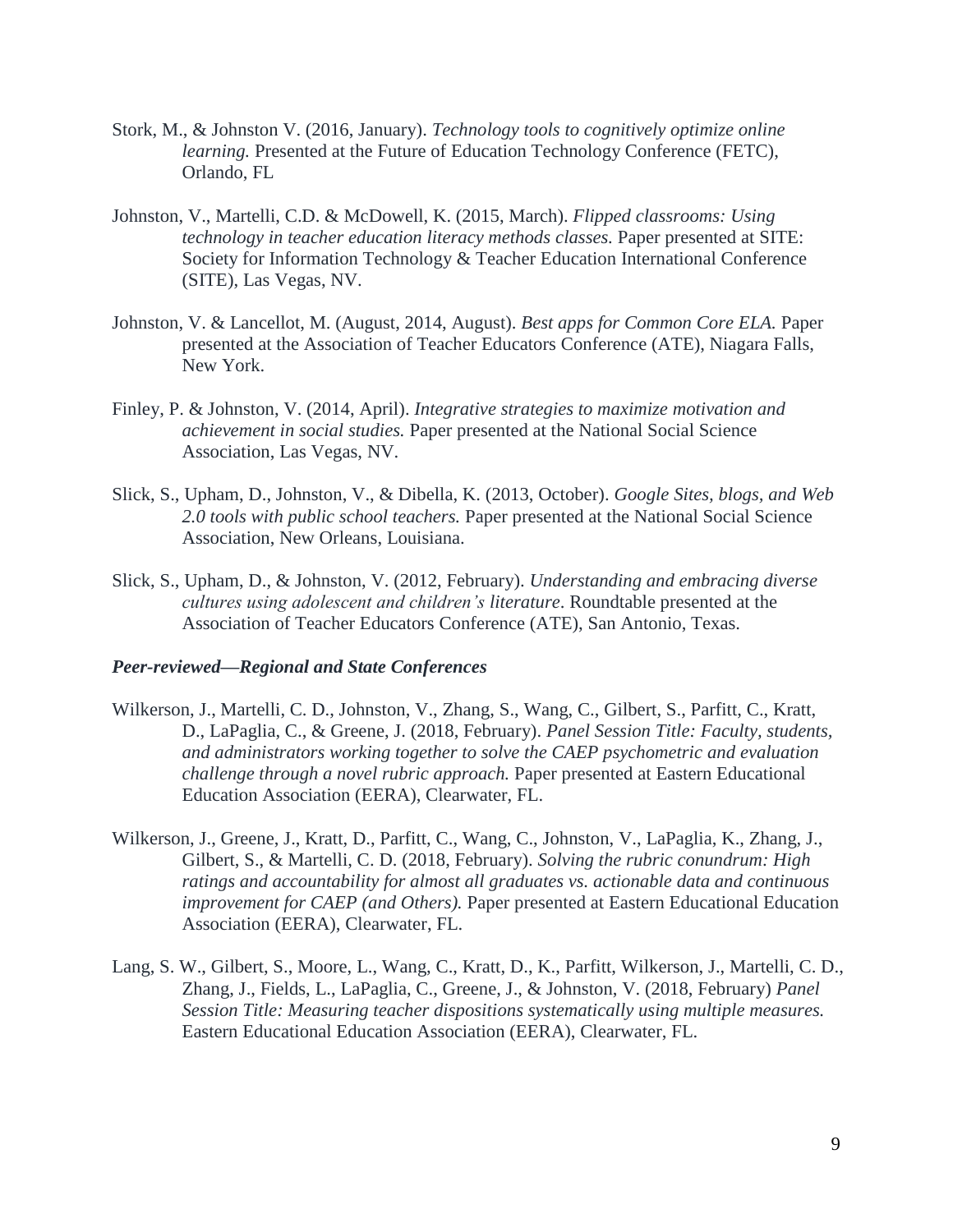Stork, M., & Johnston V. (2016, January). *Technology tools to cognitively optimize online learning.* Presented at the Future of Education Technology Conference (FETC), Orlando, FL

Johnston, V., Martelli, C.D. & McDowell, K. (2015, March). *Flipped classrooms: Using technology in teacher education literacy methods classes.* Paper presented at SITE: Society for Information Technology & Teacher Education International Conference (SITE), Las Vegas, NV.

Johnston, V. & Lancellot, M. (August, 2014, August). *Best apps for Common Core ELA.* Paper presented at the Association of Teacher Educators Conference (ATE), Niagara Falls, New York.

Finley, P. & Johnston, V. (2014, April). *Integrative strategies to maximize motivation and achievement in social studies.* Paper presented at the National Social Science Association, Las Vegas, NV.

Slick, S., Upham, D., Johnston, V., & Dibella, K. (2013, October). *Google Sites, blogs, and Web 2.0 tools with public school teachers.* Paper presented at the National Social Science Association, New Orleans, Louisiana.

Slick, S., Upham, D., & Johnston, V. (2012, February). *Understanding and embracing diverse cultures using adolescent and children's literature*. Roundtable presented at the Association of Teacher Educators Conference (ATE), San Antonio, Texas.

***Peer-reviewed—Regional and State Conferences***

Wilkerson, J., Martelli, C. D., Johnston, V., Zhang, S., Wang, C., Gilbert, S., Parfitt, C., Kratt, D., LaPaglia, C., & Greene, J. (2018, February). *Panel Session Title: Faculty, students, and administrators working together to solve the CAEP psychometric and evaluation challenge through a novel rubric approach.* Paper presented at Eastern Educational Education Association (EERA), Clearwater, FL.

Wilkerson, J., Greene, J., Kratt, D., Parfitt, C., Wang, C., Johnston, V., LaPaglia, K., Zhang, J., Gilbert, S., & Martelli, C. D. (2018, February). *Solving the rubric conundrum: High ratings and accountability for almost all graduates vs. actionable data and continuous improvement for CAEP (and Others).* Paper presented at Eastern Educational Education Association (EERA), Clearwater, FL.

Lang, S. W., Gilbert, S., Moore, L., Wang, C., Kratt, D., K., Parfitt, Wilkerson, J., Martelli, C. D., Zhang, J., Fields, L., LaPaglia, C., Greene, J., & Johnston, V. (2018, February) *Panel Session Title: Measuring teacher dispositions systematically using multiple measures.* Eastern Educational Education Association (EERA), Clearwater, FL.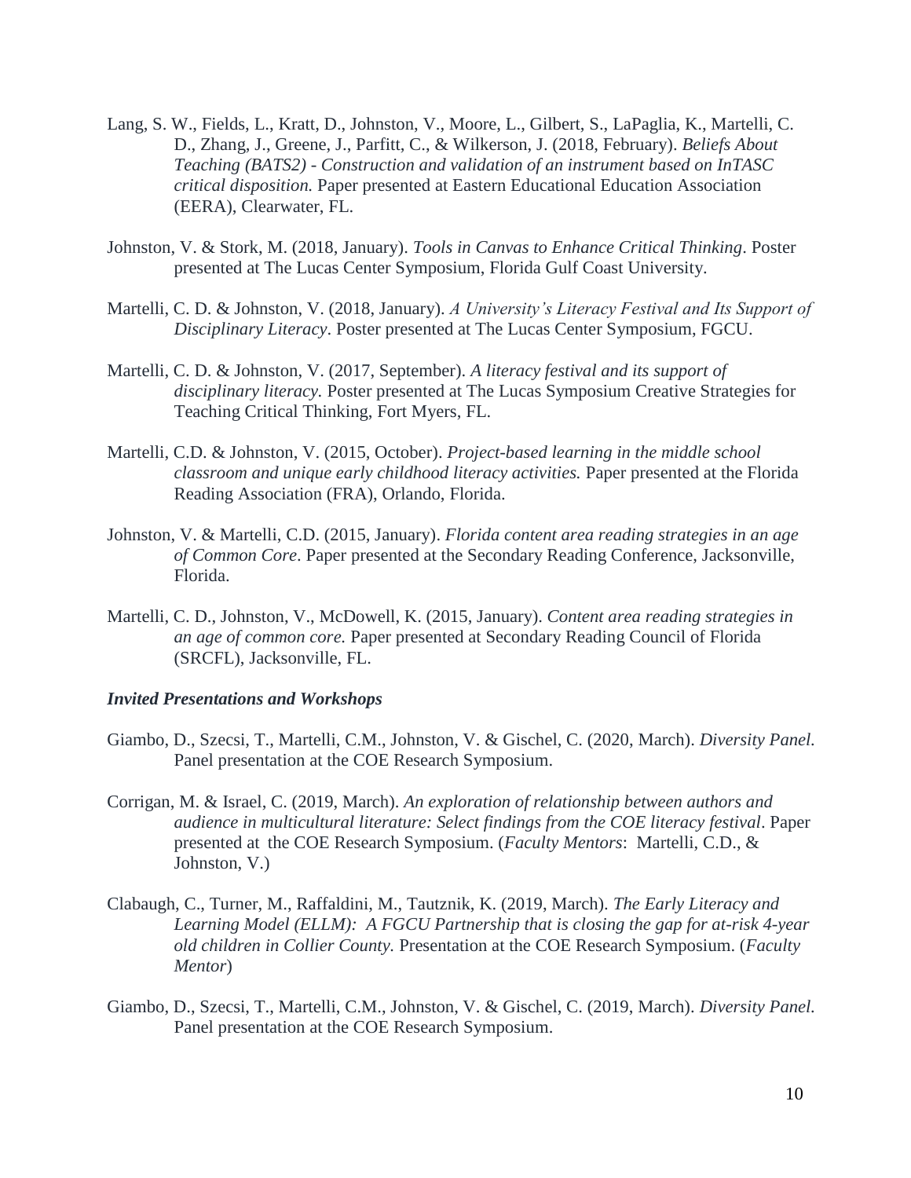Lang, S. W., Fields, L., Kratt, D., Johnston, V., Moore, L., Gilbert, S., LaPaglia, K., Martelli, C. D., Zhang, J., Greene, J., Parfitt, C., & Wilkerson, J. (2018, February). *Beliefs About Teaching (BATS2) - Construction and validation of an instrument based on InTASC critical disposition.* Paper presented at Eastern Educational Education Association (EERA), Clearwater, FL.

Johnston, V. & Stork, M. (2018, January). *Tools in Canvas to Enhance Critical Thinking*. Poster presented at The Lucas Center Symposium, Florida Gulf Coast University.

Martelli, C. D. & Johnston, V. (2018, January). *A University's Literacy Festival and Its Support of Disciplinary Literacy*. Poster presented at The Lucas Center Symposium, FGCU.

Martelli, C. D. & Johnston, V. (2017, September). *A literacy festival and its support of disciplinary literacy.* Poster presented at The Lucas Symposium Creative Strategies for Teaching Critical Thinking, Fort Myers, FL.

Martelli, C.D. & Johnston, V. (2015, October). *Project-based learning in the middle school classroom and unique early childhood literacy activities.* Paper presented at the Florida Reading Association (FRA), Orlando, Florida.

Johnston, V. & Martelli, C.D. (2015, January). *Florida content area reading strategies in an age of Common Core*. Paper presented at the Secondary Reading Conference, Jacksonville, Florida.

Martelli, C. D., Johnston, V., McDowell, K. (2015, January). *Content area reading strategies in an age of common core.* Paper presented at Secondary Reading Council of Florida (SRCFL), Jacksonville, FL.

***Invited Presentations and Workshops***

Giambo, D., Szecsi, T., Martelli, C.M., Johnston, V. & Gischel, C. (2020, March). *Diversity Panel.* Panel presentation at the COE Research Symposium.

Corrigan, M. & Israel, C. (2019, March). *An exploration of relationship between authors and audience in multicultural literature: Select findings from the COE literacy festival*. Paper presented at the COE Research Symposium. (*Faculty Mentors*: Martelli, C.D., & Johnston, V.)

Clabaugh, C., Turner, M., Raffaldini, M., Tautznik, K. (2019, March). *The Early Literacy and Learning Model (ELLM): A FGCU Partnership that is closing the gap for at-risk 4-year old children in Collier County.* Presentation at the COE Research Symposium. (*Faculty Mentor*)

Giambo, D., Szecsi, T., Martelli, C.M., Johnston, V. & Gischel, C. (2019, March). *Diversity Panel.* Panel presentation at the COE Research Symposium.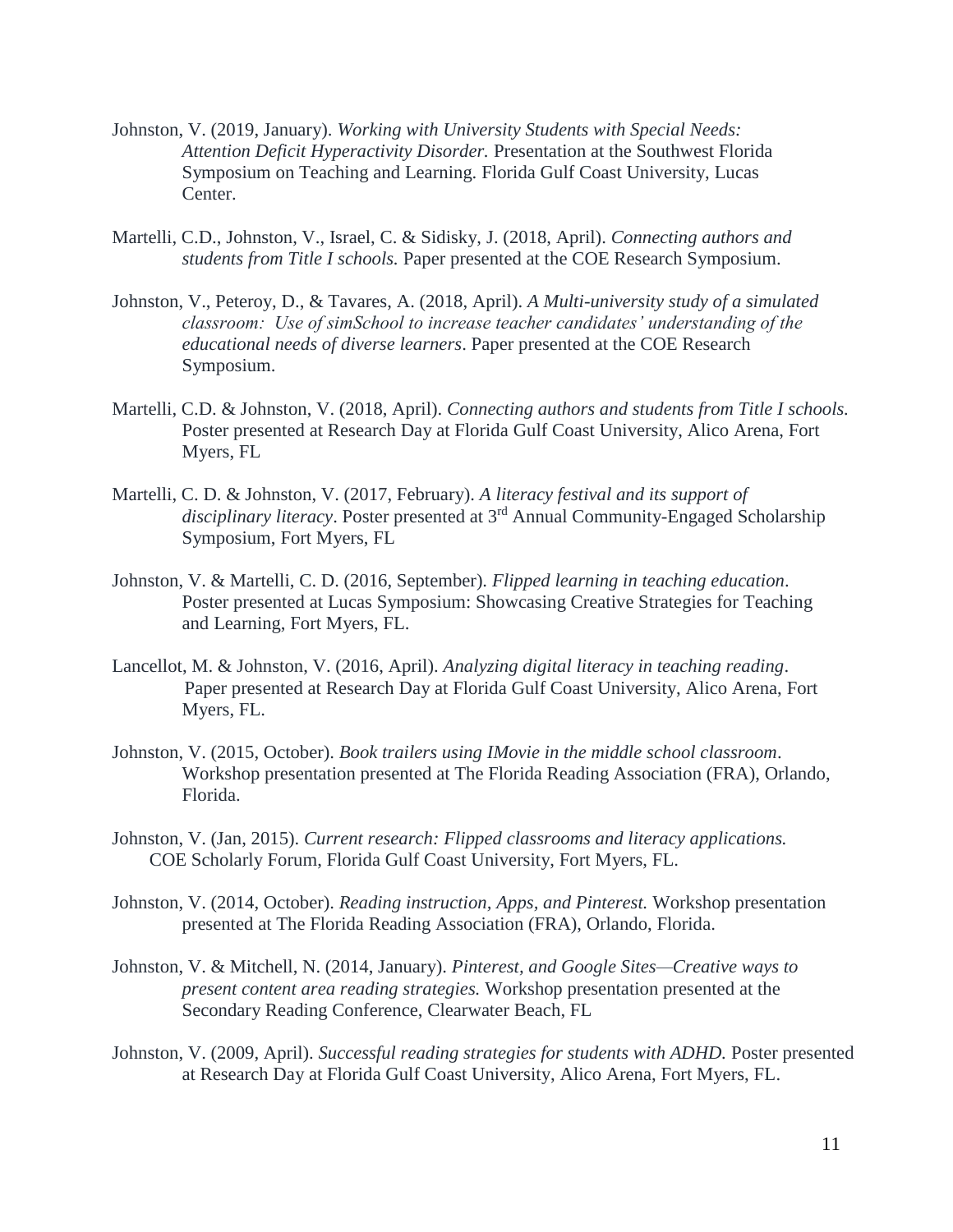Johnston, V. (2019, January). *Working with University Students with Special Needs: Attention Deficit Hyperactivity Disorder.* Presentation at the Southwest Florida Symposium on Teaching and Learning. Florida Gulf Coast University, Lucas Center.

Martelli, C.D., Johnston, V., Israel, C. & Sidisky, J. (2018, April). *Connecting authors and students from Title I schools.* Paper presented at the COE Research Symposium.

Johnston, V., Peteroy, D., & Tavares, A. (2018, April). *A Multi-university study of a simulated classroom: Use of simSchool to increase teacher candidates' understanding of the educational needs of diverse learners*. Paper presented at the COE Research Symposium.

Martelli, C.D. & Johnston, V. (2018, April). *Connecting authors and students from Title I schools.* Poster presented at Research Day at Florida Gulf Coast University, Alico Arena, Fort Myers, FL

Martelli, C. D. & Johnston, V. (2017, February). *A literacy festival and its support of disciplinary literacy*. Poster presented at 3rd Annual Community-Engaged Scholarship Symposium, Fort Myers, FL

Johnston, V. & Martelli, C. D. (2016, September). *Flipped learning in teaching education*. Poster presented at Lucas Symposium: Showcasing Creative Strategies for Teaching and Learning, Fort Myers, FL.

Lancellot, M. & Johnston, V. (2016, April). *Analyzing digital literacy in teaching reading*. Paper presented at Research Day at Florida Gulf Coast University, Alico Arena, Fort Myers, FL.

Johnston, V. (2015, October). *Book trailers using IMovie in the middle school classroom*. Workshop presentation presented at The Florida Reading Association (FRA), Orlando, Florida.

Johnston, V. (Jan, 2015). *Current research: Flipped classrooms and literacy applications.* COE Scholarly Forum, Florida Gulf Coast University, Fort Myers, FL.

Johnston, V. (2014, October). *Reading instruction, Apps, and Pinterest.* Workshop presentation presented at The Florida Reading Association (FRA), Orlando, Florida.

Johnston, V. & Mitchell, N. (2014, January). *Pinterest, and Google Sites—Creative ways to present content area reading strategies.* Workshop presentation presented at the Secondary Reading Conference, Clearwater Beach, FL

Johnston, V. (2009, April). *Successful reading strategies for students with ADHD.* Poster presented at Research Day at Florida Gulf Coast University, Alico Arena, Fort Myers, FL.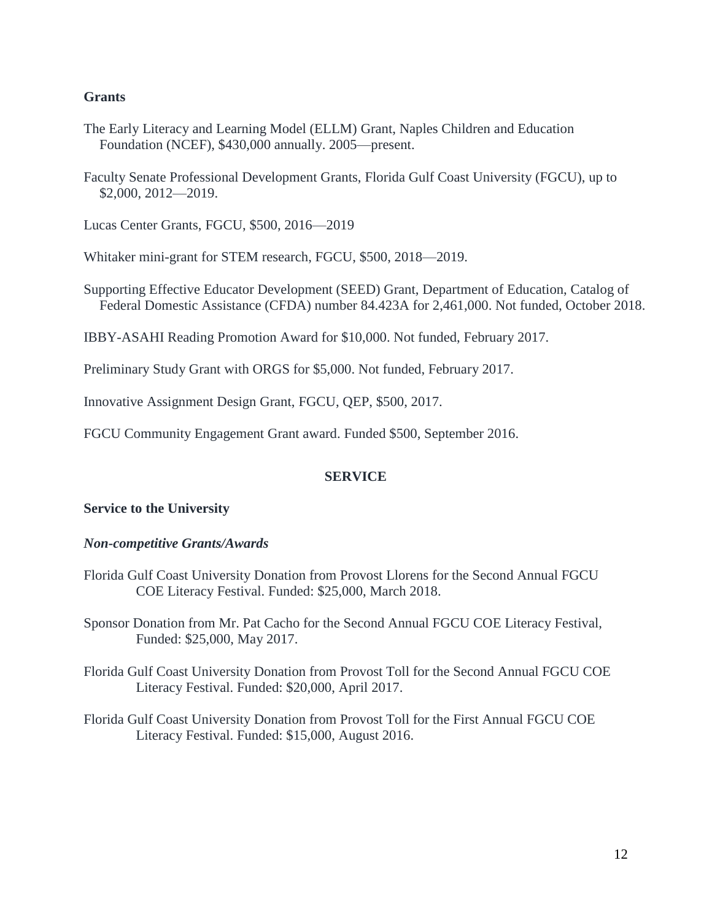### Grants

The Early Literacy and Learning Model (ELLM) Grant, Naples Children and Education Foundation (NCEF), $430,000 annually. 2005—present.

Faculty Senate Professional Development Grants, Florida Gulf Coast University (FGCU), up to $2,000, 2012—2019.

Lucas Center Grants, FGCU, $500, 2016—2019

Whitaker mini-grant for STEM research, FGCU, $500, 2018—2019.

Supporting Effective Educator Development (SEED) Grant, Department of Education, Catalog of Federal Domestic Assistance (CFDA) number 84.423A for 2,461,000. Not funded, October 2018.

IBBY-ASAHI Reading Promotion Award for $10,000. Not funded, February 2017.

Preliminary Study Grant with ORGS for $5,000. Not funded, February 2017.

Innovative Assignment Design Grant, FGCU, QEP, $500, 2017.

FGCU Community Engagement Grant award. Funded $500, September 2016.

## SERVICE

### Service to the University

***Non-competitive Grants/Awards***

Florida Gulf Coast University Donation from Provost Llorens for the Second Annual FGCU COE Literacy Festival. Funded: $25,000, March 2018.

Sponsor Donation from Mr. Pat Cacho for the Second Annual FGCU COE Literacy Festival, Funded: $25,000, May 2017.

Florida Gulf Coast University Donation from Provost Toll for the Second Annual FGCU COE Literacy Festival. Funded: $20,000, April 2017.

Florida Gulf Coast University Donation from Provost Toll for the First Annual FGCU COE Literacy Festival. Funded: $15,000, August 2016.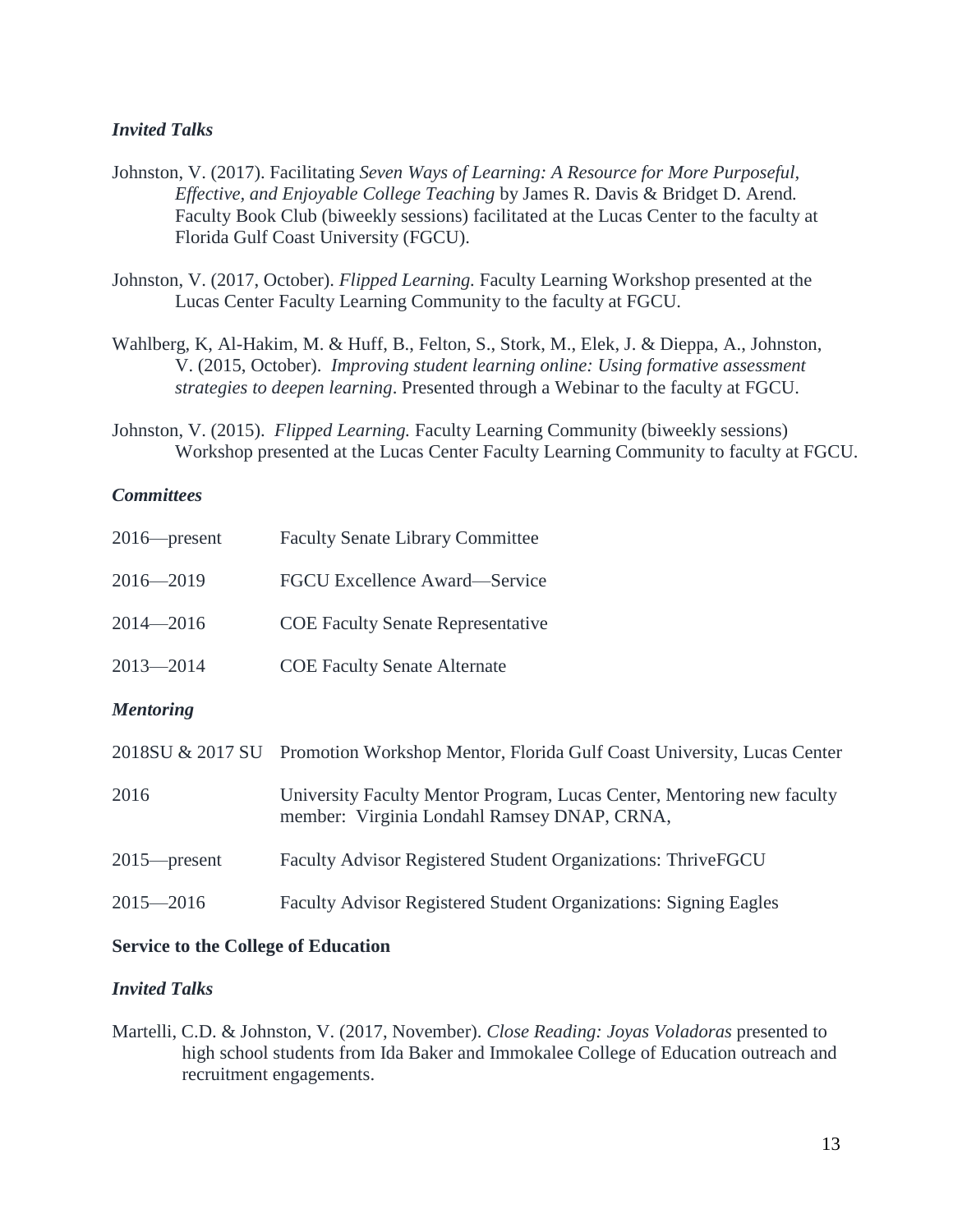### *Invited Talks*

Johnston, V. (2017). Facilitating *Seven Ways of Learning: A Resource for More Purposeful, Effective, and Enjoyable College Teaching* by James R. Davis & Bridget D. Arend. Faculty Book Club (biweekly sessions) facilitated at the Lucas Center to the faculty at Florida Gulf Coast University (FGCU).

Johnston, V. (2017, October). *Flipped Learning.* Faculty Learning Workshop presented at the Lucas Center Faculty Learning Community to the faculty at FGCU.

Wahlberg, K, Al-Hakim, M. & Huff, B., Felton, S., Stork, M., Elek, J. & Dieppa, A., Johnston, V. (2015, October). *Improving student learning online: Using formative assessment strategies to deepen learning*. Presented through a Webinar to the faculty at FGCU.

Johnston, V. (2015). *Flipped Learning.* Faculty Learning Community (biweekly sessions) Workshop presented at the Lucas Center Faculty Learning Community to faculty at FGCU.

### *Committees*

| | |
|---|---|
| 2016—present | Faculty Senate Library Committee |
| 2016—2019 | FGCU Excellence Award—Service |
| 2014—2016 | COE Faculty Senate Representative |
| 2013—2014 | COE Faculty Senate Alternate |

### *Mentoring*

| | |
|---|---|
| 2018SU & 2017 SU | Promotion Workshop Mentor, Florida Gulf Coast University, Lucas Center |
| 2016 | University Faculty Mentor Program, Lucas Center, Mentoring new faculty member: Virginia Londahl Ramsey DNAP, CRNA, |
| 2015—present | Faculty Advisor Registered Student Organizations: ThriveFGCU |
| 2015—2016 | Faculty Advisor Registered Student Organizations: Signing Eagles |

## **Service to the College of Education**

### *Invited Talks*

Martelli, C.D. & Johnston, V. (2017, November). *Close Reading: Joyas Voladoras* presented to high school students from Ida Baker and Immokalee College of Education outreach and recruitment engagements.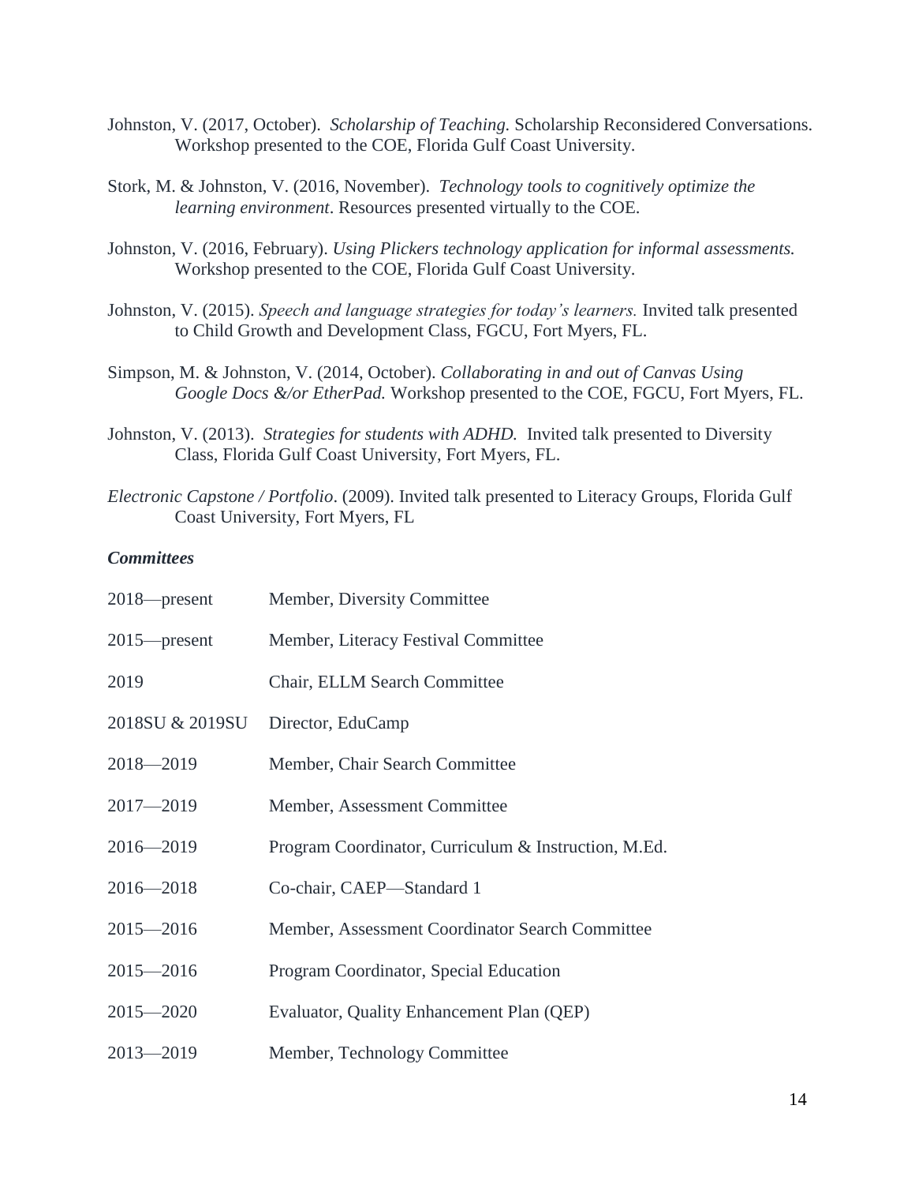Johnston, V. (2017, October). *Scholarship of Teaching.* Scholarship Reconsidered Conversations. Workshop presented to the COE, Florida Gulf Coast University.

Stork, M. & Johnston, V. (2016, November). *Technology tools to cognitively optimize the learning environment*. Resources presented virtually to the COE.

Johnston, V. (2016, February). *Using Plickers technology application for informal assessments.* Workshop presented to the COE, Florida Gulf Coast University.

Johnston, V. (2015). *Speech and language strategies for today's learners.* Invited talk presented to Child Growth and Development Class, FGCU, Fort Myers, FL.

Simpson, M. & Johnston, V. (2014, October). *Collaborating in and out of Canvas Using Google Docs &/or EtherPad.* Workshop presented to the COE, FGCU, Fort Myers, FL.

Johnston, V. (2013). *Strategies for students with ADHD.* Invited talk presented to Diversity Class, Florida Gulf Coast University, Fort Myers, FL.

*Electronic Capstone / Portfolio*. (2009). Invited talk presented to Literacy Groups, Florida Gulf Coast University, Fort Myers, FL

***Committees***

| | |
|---|---|
| 2018—present | Member, Diversity Committee |
| 2015—present | Member, Literacy Festival Committee |
| 2019 | Chair, ELLM Search Committee |
| 2018SU & 2019SU | Director, EduCamp |
| 2018—2019 | Member, Chair Search Committee |
| 2017—2019 | Member, Assessment Committee |
| 2016—2019 | Program Coordinator, Curriculum & Instruction, M.Ed. |
| 2016—2018 | Co-chair, CAEP—Standard 1 |
| 2015—2016 | Member, Assessment Coordinator Search Committee |
| 2015—2016 | Program Coordinator, Special Education |
| 2015—2020 | Evaluator, Quality Enhancement Plan (QEP) |
| 2013—2019 | Member, Technology Committee |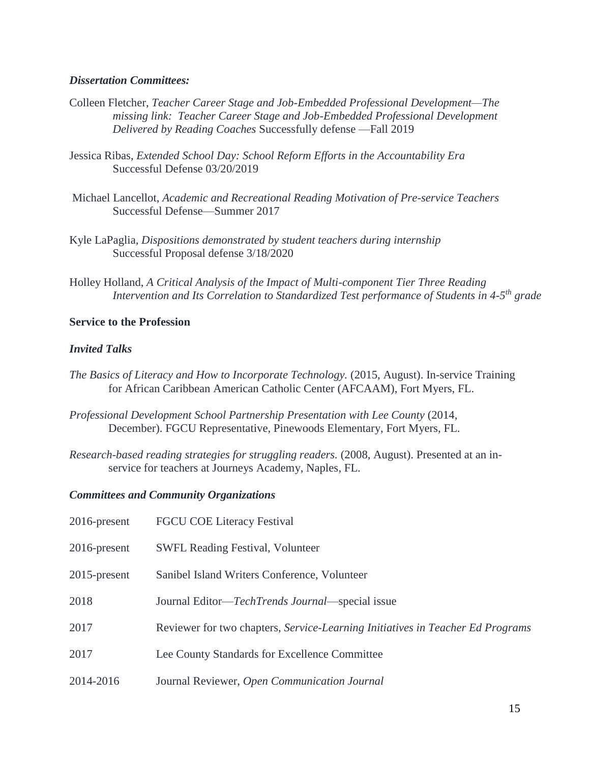### *Dissertation Committees:*

Colleen Fletcher, *Teacher Career Stage and Job-Embedded Professional Development—The missing link: Teacher Career Stage and Job-Embedded Professional Development Delivered by Reading Coaches* Successfully defense —Fall 2019

Jessica Ribas, *Extended School Day: School Reform Efforts in the Accountability Era* Successful Defense 03/20/2019

Michael Lancellot, *Academic and Recreational Reading Motivation of Pre-service Teachers* Successful Defense—Summer 2017

Kyle LaPaglia, *Dispositions demonstrated by student teachers during internship* Successful Proposal defense 3/18/2020

Holley Holland, *A Critical Analysis of the Impact of Multi-component Tier Three Reading Intervention and Its Correlation to Standardized Test performance of Students in 4-5th grade*

## **Service to the Profession**

### *Invited Talks*

*The Basics of Literacy and How to Incorporate Technology.* (2015, August). In-service Training for African Caribbean American Catholic Center (AFCAAM), Fort Myers, FL.

*Professional Development School Partnership Presentation with Lee County* (2014, December). FGCU Representative, Pinewoods Elementary, Fort Myers, FL.

*Research-based reading strategies for struggling readers.* (2008, August). Presented at an in-service for teachers at Journeys Academy, Naples, FL.

### *Committees and Community Organizations*

| | |
|---|---|
| 2016-present | FGCU COE Literacy Festival |
| 2016-present | SWFL Reading Festival, Volunteer |
| 2015-present | Sanibel Island Writers Conference, Volunteer |
| 2018 | Journal Editor—*TechTrends Journal*—special issue |
| 2017 | Reviewer for two chapters, *Service-Learning Initiatives in Teacher Ed Programs* |
| 2017 | Lee County Standards for Excellence Committee |
| 2014-2016 | Journal Reviewer, *Open Communication Journal* |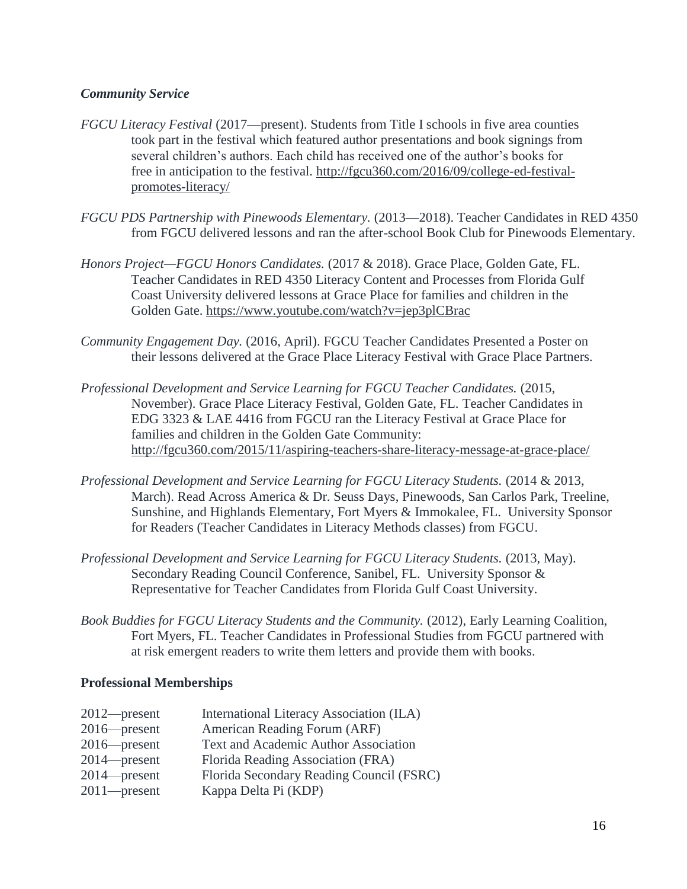***Community Service***

*FGCU Literacy Festival* (2017—present). Students from Title I schools in five area counties took part in the festival which featured author presentations and book signings from several children's authors. Each child has received one of the author's books for free in anticipation to the festival. http://fgcu360.com/2016/09/college-ed-festival-promotes-literacy/

*FGCU PDS Partnership with Pinewoods Elementary.* (2013—2018). Teacher Candidates in RED 4350 from FGCU delivered lessons and ran the after-school Book Club for Pinewoods Elementary.

*Honors Project—FGCU Honors Candidates.* (2017 & 2018). Grace Place, Golden Gate, FL. Teacher Candidates in RED 4350 Literacy Content and Processes from Florida Gulf Coast University delivered lessons at Grace Place for families and children in the Golden Gate. https://www.youtube.com/watch?v=jep3plCBrac

*Community Engagement Day.* (2016, April). FGCU Teacher Candidates Presented a Poster on their lessons delivered at the Grace Place Literacy Festival with Grace Place Partners.

*Professional Development and Service Learning for FGCU Teacher Candidates.* (2015, November). Grace Place Literacy Festival, Golden Gate, FL. Teacher Candidates in EDG 3323 & LAE 4416 from FGCU ran the Literacy Festival at Grace Place for families and children in the Golden Gate Community: http://fgcu360.com/2015/11/aspiring-teachers-share-literacy-message-at-grace-place/

*Professional Development and Service Learning for FGCU Literacy Students.* (2014 & 2013, March). Read Across America & Dr. Seuss Days, Pinewoods, San Carlos Park, Treeline, Sunshine, and Highlands Elementary, Fort Myers & Immokalee, FL. University Sponsor for Readers (Teacher Candidates in Literacy Methods classes) from FGCU.

*Professional Development and Service Learning for FGCU Literacy Students.* (2013, May). Secondary Reading Council Conference, Sanibel, FL. University Sponsor & Representative for Teacher Candidates from Florida Gulf Coast University.

*Book Buddies for FGCU Literacy Students and the Community.* (2012), Early Learning Coalition, Fort Myers, FL. Teacher Candidates in Professional Studies from FGCU partnered with at risk emergent readers to write them letters and provide them with books.

**Professional Memberships**

| | |
|---|---|
| 2012—present | International Literacy Association (ILA) |
| 2016—present | American Reading Forum (ARF) |
| 2016—present | Text and Academic Author Association |
| 2014—present | Florida Reading Association (FRA) |
| 2014—present | Florida Secondary Reading Council (FSRC) |
| 2011—present | Kappa Delta Pi (KDP) |